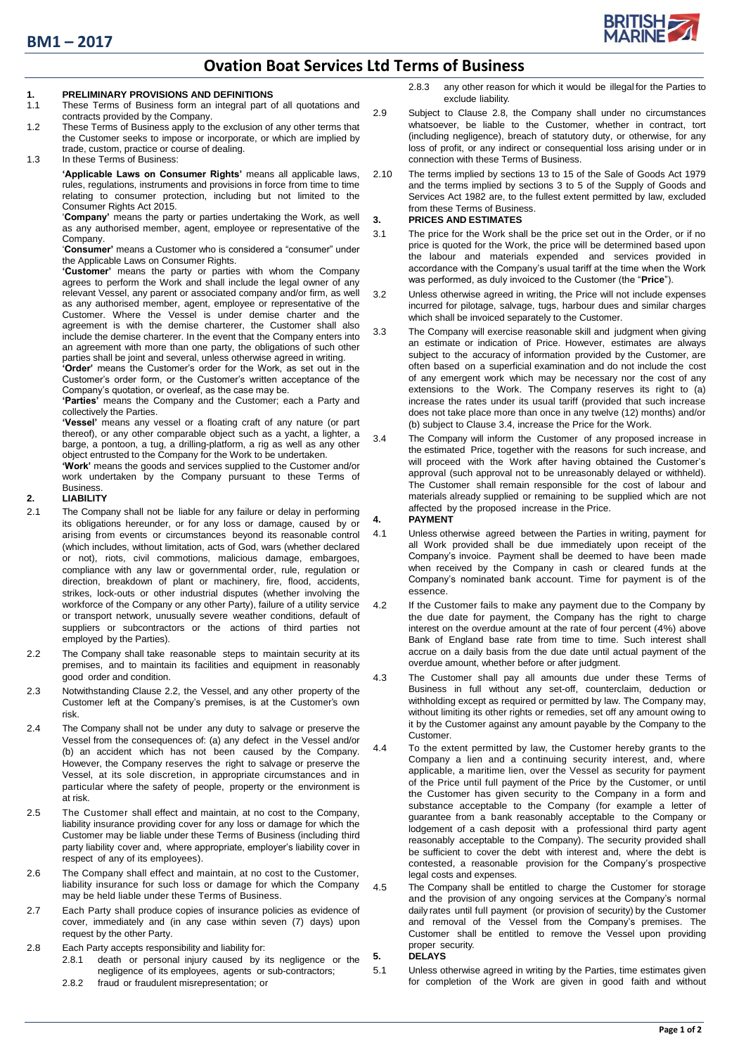# Ovation Boat Services Ltd Terms of Business

## 1. PRELIMINARY PROVISIONS AND DEFINITIONS

1.1 These Terms of Business form an integral part of all quotations and contracts provided by the Company.

1.2 These Terms of Business apply to the exclusion of any other terms that the Customer seeks to impose or incorporate, or which are implied by trade, custom, practice or course of dealing.

1.3 In these Terms of Business:

**'Applicable Laws on Consumer Rights'** means all applicable laws, rules, regulations, instruments and provisions in force from time to time relating to consumer protection, including but not limited to the Consumer Rights Act 2015.

'**Company**' means the party or parties undertaking the Work, as well as any authorised member, agent, employee or representative of the Company.

'**Consumer'** means a Customer who is considered a "consumer" under the Applicable Laws on Consumer Rights.

**'Customer'** means the party or parties with whom the Company agrees to perform the Work and shall include the legal owner of any relevant Vessel, any parent or associated company and/or firm, as well as any authorised member, agent, employee or representative of the Customer. Where the Vessel is under demise charter and the agreement is with the demise charterer, the Customer shall also include the demise charterer. In the event that the Company enters into an agreement with more than one party, the obligations of such other parties shall be joint and several, unless otherwise agreed in writing.

**'Order'** means the Customer's order for the Work, as set out in the Customer's order form, or the Customer's written acceptance of the Company's quotation, or overleaf, as the case may be.

**'Parties'** means the Company and the Customer; each a Party and collectively the Parties.

**'Vessel'** means any vessel or a floating craft of any nature (or part thereof), or any other comparable object such as a yacht, a lighter, a barge, a pontoon, a tug, a drilling-platform, a rig as well as any other object entrusted to the Company for the Work to be undertaken.

**'Work'** means the goods and services supplied to the Customer and/or work undertaken by the Company pursuant to these Terms of Business.

## 2. LIABILITY

2.1 The Company shall not be liable for any failure or delay in performing its obligations hereunder, or for any loss or damage, caused by or arising from events or circumstances beyond its reasonable control (which includes, without limitation, acts of God, wars (whether declared or not), riots, civil commotions, malicious damage, embargoes, compliance with any law or governmental order, rule, regulation or direction, breakdown of plant or machinery, fire, flood, accidents, strikes, lock-outs or other industrial disputes (whether involving the workforce of the Company or any other Party), failure of a utility service or transport network, unusually severe weather conditions, default of suppliers or subcontractors or the actions of third parties not employed by the Parties).

2.2 The Company shall take reasonable steps to maintain security at its premises, and to maintain its facilities and equipment in reasonably good order and condition.

2.3 Notwithstanding Clause 2.2, the Vessel, and any other property of the Customer left at the Company's premises, is at the Customer's own risk.

2.4 The Company shall not be under any duty to salvage or preserve the Vessel from the consequences of: (a) any defect in the Vessel and/or (b) an accident which has not been caused by the Company. However, the Company reserves the right to salvage or preserve the Vessel, at its sole discretion, in appropriate circumstances and in particular where the safety of people, property or the environment is at risk.

2.5 The Customer shall effect and maintain, at no cost to the Company, liability insurance providing cover for any loss or damage for which the Customer may be liable under these Terms of Business (including third party liability cover and, where appropriate, employer's liability cover in respect of any of its employees).

2.6 The Company shall effect and maintain, at no cost to the Customer, liability insurance for such loss or damage for which the Company may be held liable under these Terms of Business.

2.7 Each Party shall produce copies of insurance policies as evidence of cover, immediately and (in any case within seven (7) days) upon request by the other Party.

2.8 Each Party accepts responsibility and liability for:

2.8.1 death or personal injury caused by its negligence or the negligence of its employees, agents or sub-contractors;

2.8.2 fraud or fraudulent misrepresentation; or

2.8.3 any other reason for which it would be illegal for the Parties to exclude liability.

2.9 Subject to Clause 2.8, the Company shall under no circumstances whatsoever, be liable to the Customer, whether in contract, tort (including negligence), breach of statutory duty, or otherwise, for any loss of profit, or any indirect or consequential loss arising under or in connection with these Terms of Business.

2.10 The terms implied by sections 13 to 15 of the Sale of Goods Act 1979 and the terms implied by sections 3 to 5 of the Supply of Goods and Services Act 1982 are, to the fullest extent permitted by law, excluded from these Terms of Business.

## 3. PRICES AND ESTIMATES

3.1 The price for the Work shall be the price set out in the Order, or if no price is quoted for the Work, the price will be determined based upon the labour and materials expended and services provided in accordance with the Company's usual tariff at the time when the Work was performed, as duly invoiced to the Customer (the "**Price**").

3.2 Unless otherwise agreed in writing, the Price will not include expenses incurred for pilotage, salvage, tugs, harbour dues and similar charges which shall be invoiced separately to the Customer.

3.3 The Company will exercise reasonable skill and judgment when giving an estimate or indication of Price. However, estimates are always subject to the accuracy of information provided by the Customer, are often based on a superficial examination and do not include the cost of any emergent work which may be necessary nor the cost of any extensions to the Work. The Company reserves its right to (a) increase the rates under its usual tariff (provided that such increase does not take place more than once in any twelve (12) months) and/or (b) subject to Clause 3.4, increase the Price for the Work.

3.4 The Company will inform the Customer of any proposed increase in the estimated Price, together with the reasons for such increase, and will proceed with the Work after having obtained the Customer's approval (such approval not to be unreasonably delayed or withheld). The Customer shall remain responsible for the cost of labour and materials already supplied or remaining to be supplied which are not affected by the proposed increase in the Price.

## 4. PAYMENT

4.1 Unless otherwise agreed between the Parties in writing, payment for all Work provided shall be due immediately upon receipt of the Company's invoice. Payment shall be deemed to have been made when received by the Company in cash or cleared funds at the Company's nominated bank account. Time for payment is of the essence.

4.2 If the Customer fails to make any payment due to the Company by the due date for payment, the Company has the right to charge interest on the overdue amount at the rate of four percent (4%) above Bank of England base rate from time to time. Such interest shall accrue on a daily basis from the due date until actual payment of the overdue amount, whether before or after judgment.

4.3 The Customer shall pay all amounts due under these Terms of Business in full without any set-off, counterclaim, deduction or withholding except as required or permitted by law. The Company may, without limiting its other rights or remedies, set off any amount owing to it by the Customer against any amount payable by the Company to the Customer.

4.4 To the extent permitted by law, the Customer hereby grants to the Company a lien and a continuing security interest, and, where applicable, a maritime lien, over the Vessel as security for payment of the Price until full payment of the Price by the Customer, or until the Customer has given security to the Company in a form and substance acceptable to the Company (for example a letter of guarantee from a bank reasonably acceptable to the Company or lodgement of a cash deposit with a professional third party agent reasonably acceptable to the Company). The security provided shall be sufficient to cover the debt with interest and, where the debt is contested, a reasonable provision for the Company's prospective legal costs and expenses.

4.5 The Company shall be entitled to charge the Customer for storage and the provision of any ongoing services at the Company's normal daily rates until full payment (or provision of security) by the Customer and removal of the Vessel from the Company's premises. The Customer shall be entitled to remove the Vessel upon providing proper security.

## 5. DELAYS

5.1 Unless otherwise agreed in writing by the Parties, time estimates given for completion of the Work are given in good faith and without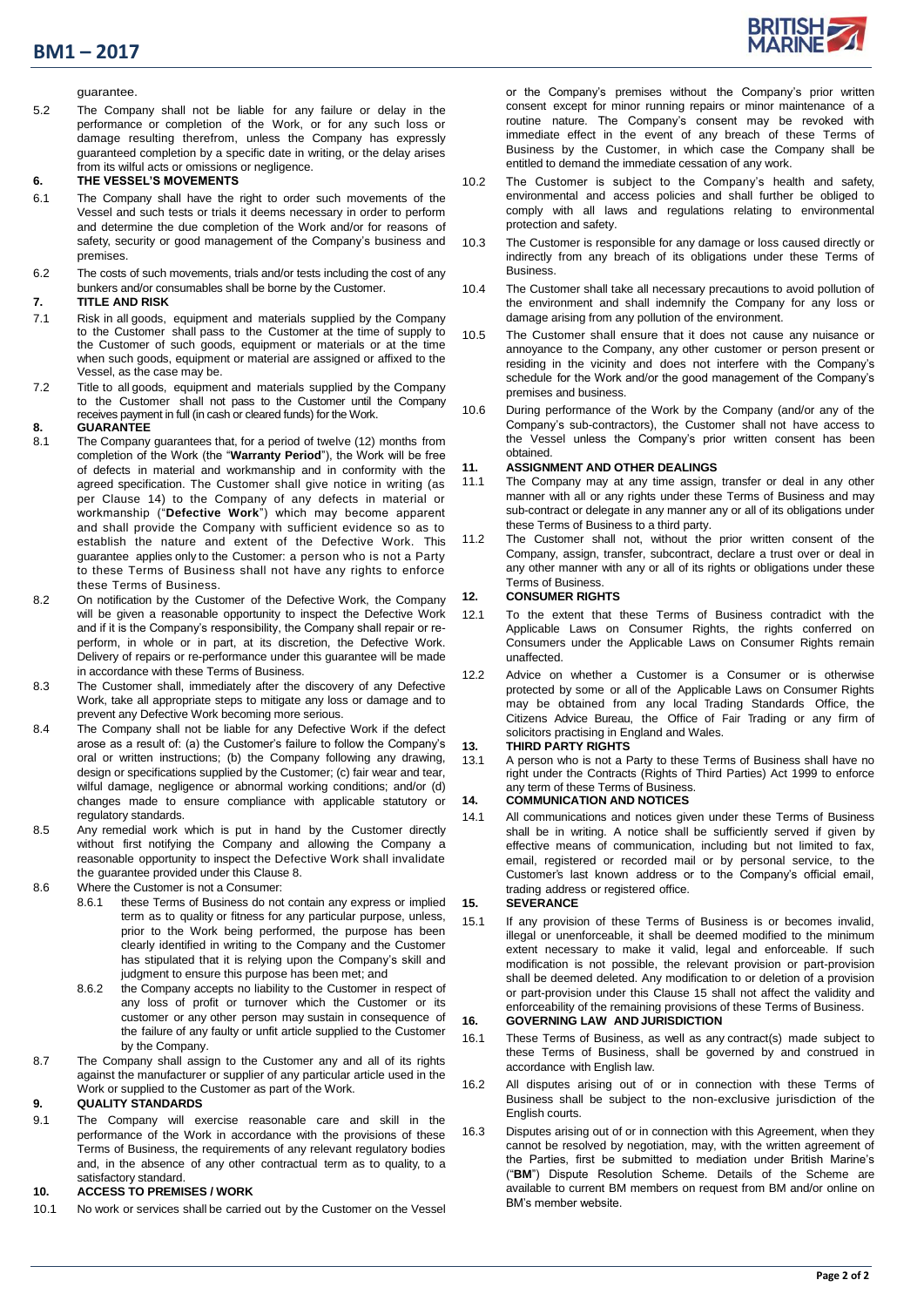guarantee.

5.2 The Company shall not be liable for any failure or delay in the performance or completion of the Work, or for any such loss or damage resulting therefrom, unless the Company has expressly guaranteed completion by a specific date in writing, or the delay arises from its wilful acts or omissions or negligence.

## 6. THE VESSEL'S MOVEMENTS

6.1 The Company shall have the right to order such movements of the Vessel and such tests or trials it deems necessary in order to perform and determine the due completion of the Work and/or for reasons of safety, security or good management of the Company's business and premises.

6.2 The costs of such movements, trials and/or tests including the cost of any bunkers and/or consumables shall be borne by the Customer.

## 7. TITLE AND RISK

7.1 Risk in all goods, equipment and materials supplied by the Company to the Customer shall pass to the Customer at the time of supply to the Customer of such goods, equipment or materials or at the time when such goods, equipment or material are assigned or affixed to the Vessel, as the case may be.

7.2 Title to all goods, equipment and materials supplied by the Company to the Customer shall not pass to the Customer until the Company receives payment in full (in cash or cleared funds) for the Work.

## 8. GUARANTEE

8.1 The Company guarantees that, for a period of twelve (12) months from completion of the Work (the "**Warranty Period**"), the Work will be free of defects in material and workmanship and in conformity with the agreed specification. The Customer shall give notice in writing (as per Clause 14) to the Company of any defects in material or workmanship ("**Defective Work**") which may become apparent and shall provide the Company with sufficient evidence so as to establish the nature and extent of the Defective Work. This guarantee applies only to the Customer: a person who is not a Party to these Terms of Business shall not have any rights to enforce these Terms of Business.

8.2 On notification by the Customer of the Defective Work, the Company will be given a reasonable opportunity to inspect the Defective Work and if it is the Company's responsibility, the Company shall repair or re-perform, in whole or in part, at its discretion, the Defective Work. Delivery of repairs or re-performance under this guarantee will be made in accordance with these Terms of Business.

8.3 The Customer shall, immediately after the discovery of any Defective Work, take all appropriate steps to mitigate any loss or damage and to prevent any Defective Work becoming more serious.

8.4 The Company shall not be liable for any Defective Work if the defect arose as a result of: (a) the Customer's failure to follow the Company's oral or written instructions; (b) the Company following any drawing, design or specifications supplied by the Customer; (c) fair wear and tear, wilful damage, negligence or abnormal working conditions; and/or (d) changes made to ensure compliance with applicable statutory or regulatory standards.

8.5 Any remedial work which is put in hand by the Customer directly without first notifying the Company and allowing the Company a reasonable opportunity to inspect the Defective Work shall invalidate the guarantee provided under this Clause 8.

8.6 Where the Customer is not a Consumer:

8.6.1 these Terms of Business do not contain any express or implied term as to quality or fitness for any particular purpose, unless, prior to the Work being performed, the purpose has been clearly identified in writing to the Company and the Customer has stipulated that it is relying upon the Company's skill and judgment to ensure this purpose has been met; and

8.6.2 the Company accepts no liability to the Customer in respect of any loss of profit or turnover which the Customer or its customer or any other person may sustain in consequence of the failure of any faulty or unfit article supplied to the Customer by the Company.

8.7 The Company shall assign to the Customer any and all of its rights against the manufacturer or supplier of any particular article used in the Work or supplied to the Customer as part of the Work.

## 9. QUALITY STANDARDS

9.1 The Company will exercise reasonable care and skill in the performance of the Work in accordance with the provisions of these Terms of Business, the requirements of any relevant regulatory bodies and, in the absence of any other contractual term as to quality, to a satisfactory standard.

## 10. ACCESS TO PREMISES / WORK

10.1 No work or services shall be carried out by the Customer on the Vessel or the Company's premises without the Company's prior written consent except for minor running repairs or minor maintenance of a routine nature. The Company's consent may be revoked with immediate effect in the event of any breach of these Terms of Business by the Customer, in which case the Company shall be entitled to demand the immediate cessation of any work.

10.2 The Customer is subject to the Company's health and safety, environmental and access policies and shall further be obliged to comply with all laws and regulations relating to environmental protection and safety.

10.3 The Customer is responsible for any damage or loss caused directly or indirectly from any breach of its obligations under these Terms of Business.

10.4 The Customer shall take all necessary precautions to avoid pollution of the environment and shall indemnify the Company for any loss or damage arising from any pollution of the environment.

10.5 The Customer shall ensure that it does not cause any nuisance or annoyance to the Company, any other customer or person present or residing in the vicinity and does not interfere with the Company's schedule for the Work and/or the good management of the Company's premises and business.

10.6 During performance of the Work by the Company (and/or any of the Company's sub-contractors), the Customer shall not have access to the Vessel unless the Company's prior written consent has been obtained.

## 11. ASSIGNMENT AND OTHER DEALINGS

11.1 The Company may at any time assign, transfer or deal in any other manner with all or any rights under these Terms of Business and may sub-contract or delegate in any manner any or all of its obligations under these Terms of Business to a third party.

11.2 The Customer shall not, without the prior written consent of the Company, assign, transfer, subcontract, declare a trust over or deal in any other manner with any or all of its rights or obligations under these Terms of Business.

## 12. CONSUMER RIGHTS

12.1 To the extent that these Terms of Business contradict with the Applicable Laws on Consumer Rights, the rights conferred on Consumers under the Applicable Laws on Consumer Rights remain unaffected.

12.2 Advice on whether a Customer is a Consumer or is otherwise protected by some or all of the Applicable Laws on Consumer Rights may be obtained from any local Trading Standards Office, the Citizens Advice Bureau, the Office of Fair Trading or any firm of solicitors practising in England and Wales.

## 13. THIRD PARTY RIGHTS

13.1 A person who is not a Party to these Terms of Business shall have no right under the Contracts (Rights of Third Parties) Act 1999 to enforce any term of these Terms of Business.

## 14. COMMUNICATION AND NOTICES

14.1 All communications and notices given under these Terms of Business shall be in writing. A notice shall be sufficiently served if given by effective means of communication, including but not limited to fax, email, registered or recorded mail or by personal service, to the Customer's last known address or to the Company's official email, trading address or registered office.

## 15. SEVERANCE

15.1 If any provision of these Terms of Business is or becomes invalid, illegal or unenforceable, it shall be deemed modified to the minimum extent necessary to make it valid, legal and enforceable. If such modification is not possible, the relevant provision or part-provision shall be deemed deleted. Any modification to or deletion of a provision or part-provision under this Clause 15 shall not affect the validity and enforceability of the remaining provisions of these Terms of Business.

## 16. GOVERNING LAW AND JURISDICTION

16.1 These Terms of Business, as well as any contract(s) made subject to these Terms of Business, shall be governed by and construed in accordance with English law.

16.2 All disputes arising out of or in connection with these Terms of Business shall be subject to the non-exclusive jurisdiction of the English courts.

16.3 Disputes arising out of or in connection with this Agreement, when they cannot be resolved by negotiation, may, with the written agreement of the Parties, first be submitted to mediation under British Marine's ("**BM**") Dispute Resolution Scheme. Details of the Scheme are available to current BM members on request from BM and/or online on BM's member website.